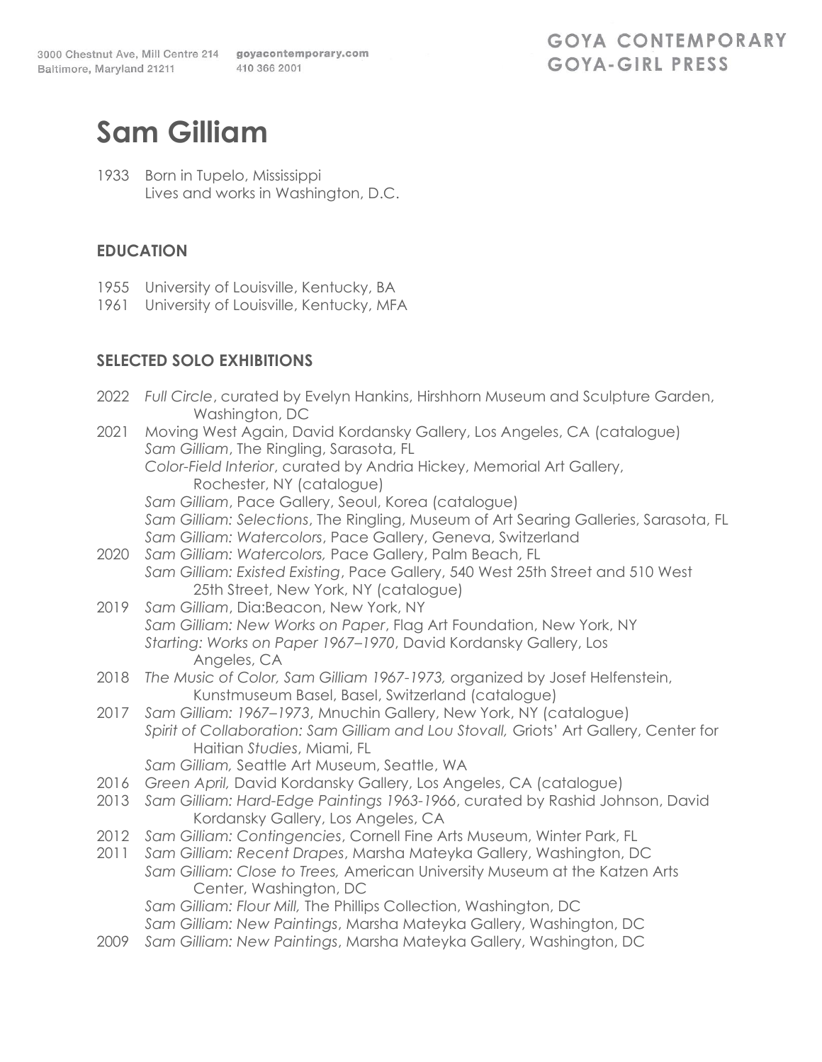3000 Chestnut Ave, Mill Centre 214
Baltimore, Maryland 21211

goyacontemporary.com
410 366 2001

GOYA CONTEMPORARY
GOYA-GIRL PRESS

# Sam Gilliam

1933 Born in Tupelo, Mississippi
Lives and works in Washington, D.C.

## EDUCATION

1955 University of Louisville, Kentucky, BA
1961 University of Louisville, Kentucky, MFA

## SELECTED SOLO EXHIBITIONS

2022 *Full Circle*, curated by Evelyn Hankins, Hirshhorn Museum and Sculpture Garden, Washington, DC

2021 Moving West Again, David Kordansky Gallery, Los Angeles, CA (catalogue)
*Sam Gilliam*, The Ringling, Sarasota, FL
*Color-Field Interior*, curated by Andria Hickey, Memorial Art Gallery, Rochester, NY (catalogue)
*Sam Gilliam*, Pace Gallery, Seoul, Korea (catalogue)
*Sam Gilliam: Selections*, The Ringling, Museum of Art Searing Galleries, Sarasota, FL
*Sam Gilliam: Watercolors*, Pace Gallery, Geneva, Switzerland

2020 *Sam Gilliam: Watercolors,* Pace Gallery, Palm Beach, FL
*Sam Gilliam: Existed Existing*, Pace Gallery, 540 West 25th Street and 510 West 25th Street, New York, NY (catalogue)

2019 *Sam Gilliam*, Dia:Beacon, New York, NY
*Sam Gilliam: New Works on Paper*, Flag Art Foundation, New York, NY
*Starting: Works on Paper 1967–1970*, David Kordansky Gallery, Los Angeles, CA

2018 *The Music of Color, Sam Gilliam 1967-1973,* organized by Josef Helfenstein, Kunstmuseum Basel, Basel, Switzerland (catalogue)

2017 *Sam Gilliam: 1967–1973*, Mnuchin Gallery, New York, NY (catalogue)
*Spirit of Collaboration: Sam Gilliam and Lou Stovall,* Griots' Art Gallery, Center for Haitian *Studies*, Miami, FL
*Sam Gilliam,* Seattle Art Museum, Seattle, WA

2016 *Green April,* David Kordansky Gallery, Los Angeles, CA (catalogue)

2013 *Sam Gilliam: Hard-Edge Paintings 1963-1966*, curated by Rashid Johnson, David Kordansky Gallery, Los Angeles, CA

2012 *Sam Gilliam: Contingencies*, Cornell Fine Arts Museum, Winter Park, FL

2011 *Sam Gilliam: Recent Drapes*, Marsha Mateyka Gallery, Washington, DC
*Sam Gilliam: Close to Trees,* American University Museum at the Katzen Arts Center, Washington, DC
*Sam Gilliam: Flour Mill,* The Phillips Collection, Washington, DC
*Sam Gilliam: New Paintings*, Marsha Mateyka Gallery, Washington, DC

2009 *Sam Gilliam: New Paintings*, Marsha Mateyka Gallery, Washington, DC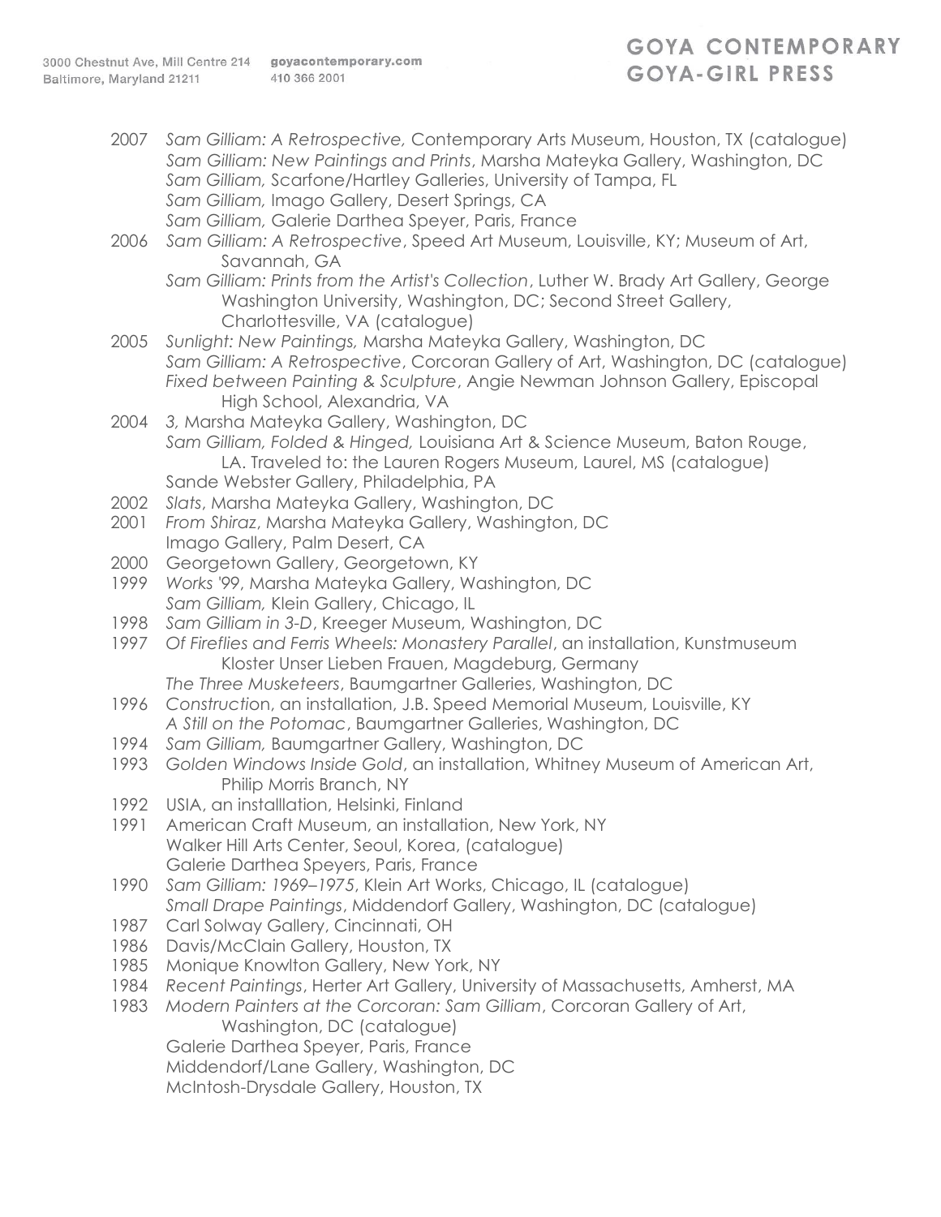2007 *Sam Gilliam: A Retrospective,* Contemporary Arts Museum, Houston, TX (catalogue)
*Sam Gilliam: New Paintings and Prints*, Marsha Mateyka Gallery, Washington, DC
*Sam Gilliam,* Scarfone/Hartley Galleries, University of Tampa, FL
*Sam Gilliam,* Imago Gallery, Desert Springs, CA
*Sam Gilliam,* Galerie Darthea Speyer, Paris, France

2006 *Sam Gilliam: A Retrospective*, Speed Art Museum, Louisville, KY; Museum of Art, Savannah, GA
*Sam Gilliam: Prints from the Artist's Collection*, Luther W. Brady Art Gallery, George Washington University, Washington, DC; Second Street Gallery, Charlottesville, VA (catalogue)

2005 *Sunlight: New Paintings,* Marsha Mateyka Gallery, Washington, DC
*Sam Gilliam: A Retrospective*, Corcoran Gallery of Art, Washington, DC (catalogue)
*Fixed between Painting & Sculpture*, Angie Newman Johnson Gallery, Episcopal High School, Alexandria, VA

2004 *3,* Marsha Mateyka Gallery, Washington, DC
*Sam Gilliam, Folded & Hinged,* Louisiana Art & Science Museum, Baton Rouge, LA. Traveled to: the Lauren Rogers Museum, Laurel, MS (catalogue)
Sande Webster Gallery, Philadelphia, PA

2002 *Slats*, Marsha Mateyka Gallery, Washington, DC

2001 *From Shiraz*, Marsha Mateyka Gallery, Washington, DC
Imago Gallery, Palm Desert, CA

2000 Georgetown Gallery, Georgetown, KY

1999 *Works '99*, Marsha Mateyka Gallery, Washington, DC
*Sam Gilliam,* Klein Gallery, Chicago, IL

1998 *Sam Gilliam in 3-D*, Kreeger Museum, Washington, DC

1997 *Of Fireflies and Ferris Wheels: Monastery Parallel*, an installation, Kunstmuseum Kloster Unser Lieben Frauen, Magdeburg, Germany
*The Three Musketeers*, Baumgartner Galleries, Washington, DC

1996 *Construction*, an installation, J.B. Speed Memorial Museum, Louisville, KY
*A Still on the Potomac*, Baumgartner Galleries, Washington, DC

1994 *Sam Gilliam,* Baumgartner Gallery, Washington, DC

1993 *Golden Windows Inside Gold*, an installation, Whitney Museum of American Art, Philip Morris Branch, NY

1992 USIA, an installlation, Helsinki, Finland

1991 American Craft Museum, an installation, New York, NY
Walker Hill Arts Center, Seoul, Korea, (catalogue)
Galerie Darthea Speyers, Paris, France

1990 *Sam Gilliam: 1969–1975*, Klein Art Works, Chicago, IL (catalogue)
*Small Drape Paintings*, Middendorf Gallery, Washington, DC (catalogue)

1987 Carl Solway Gallery, Cincinnati, OH

1986 Davis/McClain Gallery, Houston, TX

1985 Monique Knowlton Gallery, New York, NY

1984 *Recent Paintings*, Herter Art Gallery, University of Massachusetts, Amherst, MA

1983 *Modern Painters at the Corcoran: Sam Gilliam*, Corcoran Gallery of Art, Washington, DC (catalogue)
Galerie Darthea Speyer, Paris, France
Middendorf/Lane Gallery, Washington, DC
McIntosh-Drysdale Gallery, Houston, TX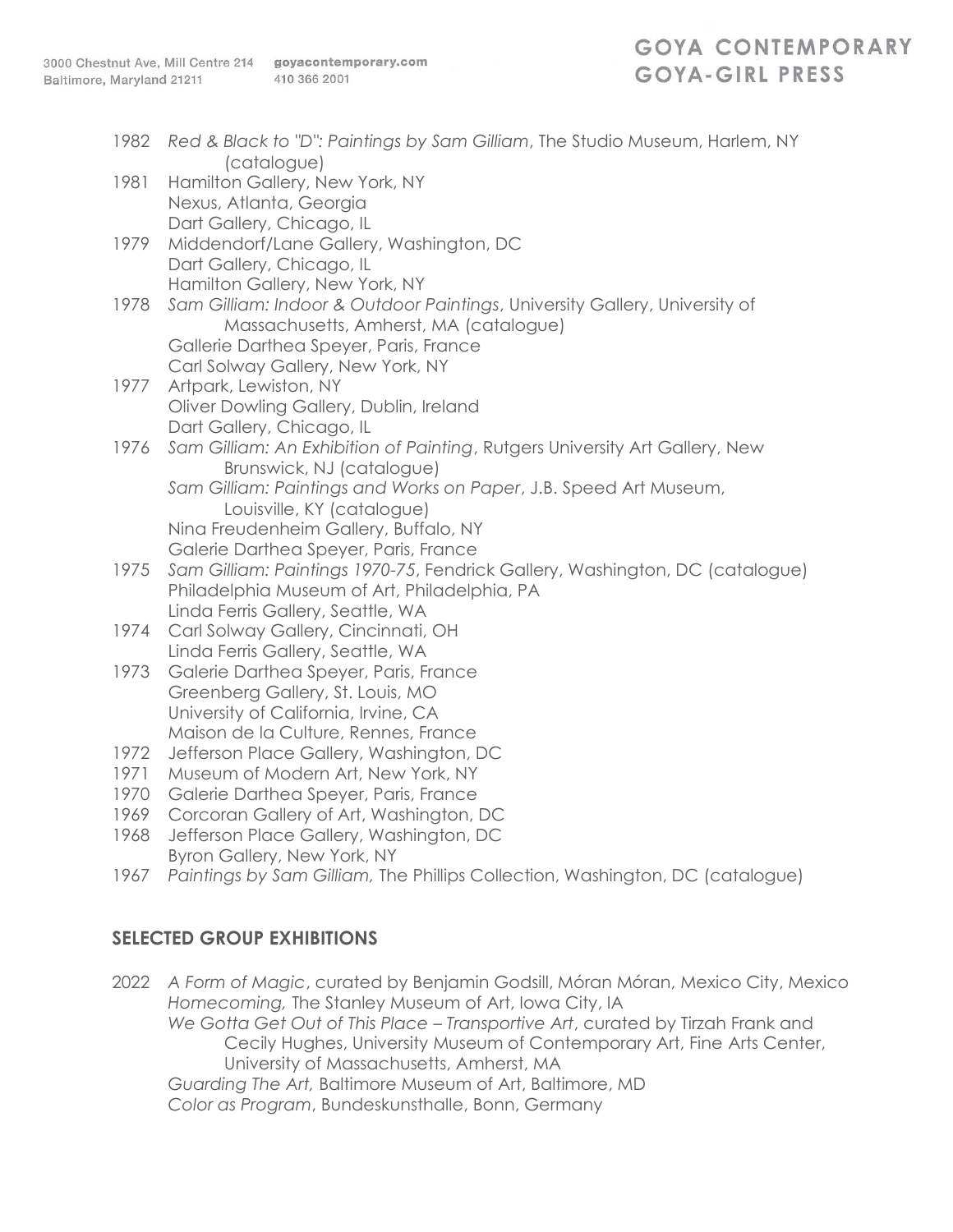1982 *Red & Black to "D": Paintings by Sam Gilliam*, The Studio Museum, Harlem, NY (catalogue)

1981 Hamilton Gallery, New York, NY
Nexus, Atlanta, Georgia
Dart Gallery, Chicago, IL

1979 Middendorf/Lane Gallery, Washington, DC
Dart Gallery, Chicago, IL
Hamilton Gallery, New York, NY

1978 *Sam Gilliam: Indoor & Outdoor Paintings*, University Gallery, University of Massachusetts, Amherst, MA (catalogue)
Gallerie Darthea Speyer, Paris, France
Carl Solway Gallery, New York, NY

1977 Artpark, Lewiston, NY
Oliver Dowling Gallery, Dublin, Ireland
Dart Gallery, Chicago, IL

1976 *Sam Gilliam: An Exhibition of Painting*, Rutgers University Art Gallery, New Brunswick, NJ (catalogue)
*Sam Gilliam: Paintings and Works on Paper*, J.B. Speed Art Museum, Louisville, KY (catalogue)
Nina Freudenheim Gallery, Buffalo, NY
Galerie Darthea Speyer, Paris, France

1975 *Sam Gilliam: Paintings 1970-75*, Fendrick Gallery, Washington, DC (catalogue)
Philadelphia Museum of Art, Philadelphia, PA
Linda Ferris Gallery, Seattle, WA

1974 Carl Solway Gallery, Cincinnati, OH
Linda Ferris Gallery, Seattle, WA

1973 Galerie Darthea Speyer, Paris, France
Greenberg Gallery, St. Louis, MO
University of California, Irvine, CA
Maison de la Culture, Rennes, France

1972 Jefferson Place Gallery, Washington, DC

1971 Museum of Modern Art, New York, NY

1970 Galerie Darthea Speyer, Paris, France

1969 Corcoran Gallery of Art, Washington, DC

1968 Jefferson Place Gallery, Washington, DC
Byron Gallery, New York, NY

1967 *Paintings by Sam Gilliam,* The Phillips Collection, Washington, DC (catalogue)

## SELECTED GROUP EXHIBITIONS

2022 *A Form of Magic*, curated by Benjamin Godsill, Móran Móran, Mexico City, Mexico
*Homecoming,* The Stanley Museum of Art, Iowa City, IA
*We Gotta Get Out of This Place – Transportive Art*, curated by Tirzah Frank and Cecily Hughes, University Museum of Contemporary Art, Fine Arts Center, University of Massachusetts, Amherst, MA
*Guarding The Art,* Baltimore Museum of Art, Baltimore, MD
*Color as Program*, Bundeskunsthalle, Bonn, Germany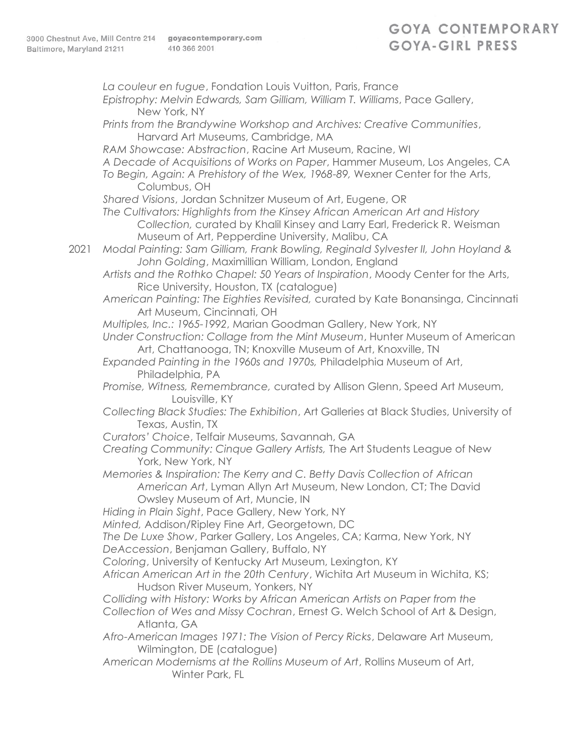*La couleur en fugue*, Fondation Louis Vuitton, Paris, France

*Epistrophy: Melvin Edwards, Sam Gilliam, William T. Williams*, Pace Gallery, New York, NY

*Prints from the Brandywine Workshop and Archives: Creative Communities*, Harvard Art Museums, Cambridge, MA

*RAM Showcase: Abstraction*, Racine Art Museum, Racine, WI

*A Decade of Acquisitions of Works on Paper*, Hammer Museum, Los Angeles, CA

*To Begin, Again: A Prehistory of the Wex, 1968-89,* Wexner Center for the Arts, Columbus, OH

*Shared Visions*, Jordan Schnitzer Museum of Art, Eugene, OR

*The Cultivators: Highlights from the Kinsey African American Art and History Collection,* curated by Khalil Kinsey and Larry Earl, Frederick R. Weisman Museum of Art, Pepperdine University, Malibu, CA

2021 *Modal Painting: Sam Gilliam, Frank Bowling, Reginald Sylvester II, John Hoyland & John Golding*, Maximillian William, London, England

*Artists and the Rothko Chapel: 50 Years of Inspiration*, Moody Center for the Arts, Rice University, Houston, TX (catalogue)

*American Painting: The Eighties Revisited,* curated by Kate Bonansinga, Cincinnati Art Museum, Cincinnati, OH

*Multiples, Inc.: 1965-1992*, Marian Goodman Gallery, New York, NY

*Under Construction: Collage from the Mint Museum*, Hunter Museum of American Art, Chattanooga, TN; Knoxville Museum of Art, Knoxville, TN

*Expanded Painting in the 1960s and 1970s,* Philadelphia Museum of Art, Philadelphia, PA

*Promise, Witness, Remembrance,* curated by Allison Glenn, Speed Art Museum, Louisville, KY

*Collecting Black Studies: The Exhibition*, Art Galleries at Black Studies, University of Texas, Austin, TX

*Curators' Choice*, Telfair Museums, Savannah, GA

*Creating Community: Cinque Gallery Artists,* The Art Students League of New York, New York, NY

*Memories & Inspiration: The Kerry and C. Betty Davis Collection of African American Art*, Lyman Allyn Art Museum, New London, CT; The David Owsley Museum of Art, Muncie, IN

*Hiding in Plain Sight*, Pace Gallery, New York, NY

*Minted,* Addison/Ripley Fine Art, Georgetown, DC

*The De Luxe Show*, Parker Gallery, Los Angeles, CA; Karma, New York, NY

*DeAccession*, Benjaman Gallery, Buffalo, NY

*Coloring*, University of Kentucky Art Museum, Lexington, KY

*African American Art in the 20th Century*, Wichita Art Museum in Wichita, KS; Hudson River Museum, Yonkers, NY

*Colliding with History: Works by African American Artists on Paper from the Collection of Wes and Missy Cochran*, Ernest G. Welch School of Art & Design, Atlanta, GA

*Afro-American Images 1971: The Vision of Percy Ricks*, Delaware Art Museum, Wilmington, DE (catalogue)

*American Modernisms at the Rollins Museum of Art*, Rollins Museum of Art, Winter Park, FL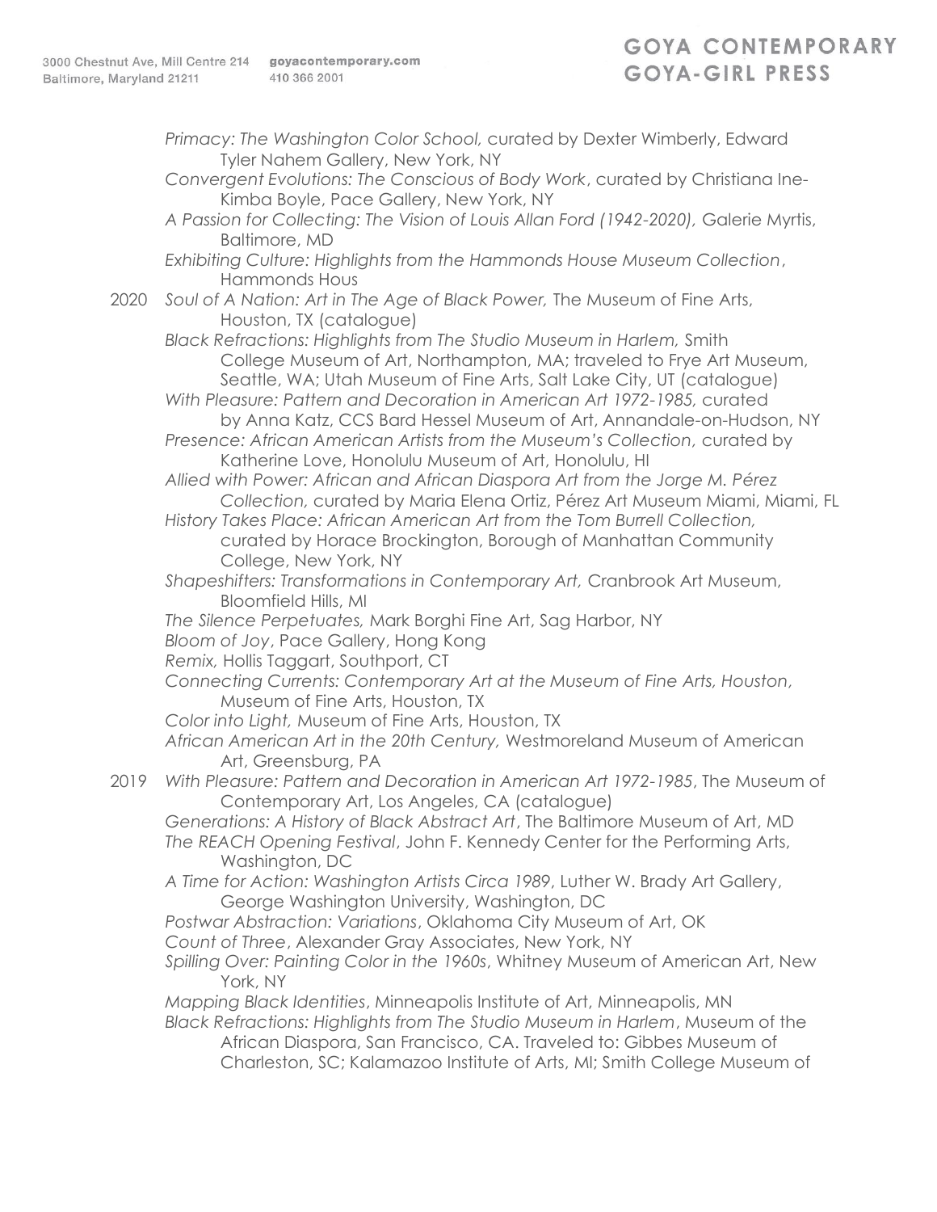*Primacy: The Washington Color School,* curated by Dexter Wimberly, Edward Tyler Nahem Gallery, New York, NY

*Convergent Evolutions: The Conscious of Body Work*, curated by Christiana Ine-Kimba Boyle, Pace Gallery, New York, NY

*A Passion for Collecting: The Vision of Louis Allan Ford (1942-2020),* Galerie Myrtis, Baltimore, MD

*Exhibiting Culture: Highlights from the Hammonds House Museum Collection*, Hammonds Hous

2020 *Soul of A Nation: Art in The Age of Black Power,* The Museum of Fine Arts, Houston, TX (catalogue)

*Black Refractions: Highlights from The Studio Museum in Harlem,* Smith College Museum of Art, Northampton, MA; traveled to Frye Art Museum, Seattle, WA; Utah Museum of Fine Arts, Salt Lake City, UT (catalogue)

*With Pleasure: Pattern and Decoration in American Art 1972-1985,* curated by Anna Katz, CCS Bard Hessel Museum of Art, Annandale-on-Hudson, NY

*Presence: African American Artists from the Museum's Collection,* curated by Katherine Love, Honolulu Museum of Art, Honolulu, HI

*Allied with Power: African and African Diaspora Art from the Jorge M. Pérez Collection,* curated by Maria Elena Ortiz, Pérez Art Museum Miami, Miami, FL

*History Takes Place: African American Art from the Tom Burrell Collection,* curated by Horace Brockington, Borough of Manhattan Community College, New York, NY

*Shapeshifters: Transformations in Contemporary Art,* Cranbrook Art Museum, Bloomfield Hills, MI

*The Silence Perpetuates,* Mark Borghi Fine Art, Sag Harbor, NY

*Bloom of Joy*, Pace Gallery, Hong Kong

*Remix,* Hollis Taggart, Southport, CT

*Connecting Currents: Contemporary Art at the Museum of Fine Arts, Houston,* Museum of Fine Arts, Houston, TX

*Color into Light,* Museum of Fine Arts, Houston, TX

*African American Art in the 20th Century,* Westmoreland Museum of American Art, Greensburg, PA

2019 *With Pleasure: Pattern and Decoration in American Art 1972-1985*, The Museum of Contemporary Art, Los Angeles, CA (catalogue)

*Generations: A History of Black Abstract Art*, The Baltimore Museum of Art, MD

*The REACH Opening Festival*, John F. Kennedy Center for the Performing Arts, Washington, DC

*A Time for Action: Washington Artists Circa 1989*, Luther W. Brady Art Gallery, George Washington University, Washington, DC

*Postwar Abstraction: Variations*, Oklahoma City Museum of Art, OK

*Count of Three*, Alexander Gray Associates, New York, NY

*Spilling Over: Painting Color in the 1960s*, Whitney Museum of American Art, New York, NY

*Mapping Black Identities*, Minneapolis Institute of Art, Minneapolis, MN

*Black Refractions: Highlights from The Studio Museum in Harlem*, Museum of the African Diaspora, San Francisco, CA. Traveled to: Gibbes Museum of Charleston, SC; Kalamazoo Institute of Arts, MI; Smith College Museum of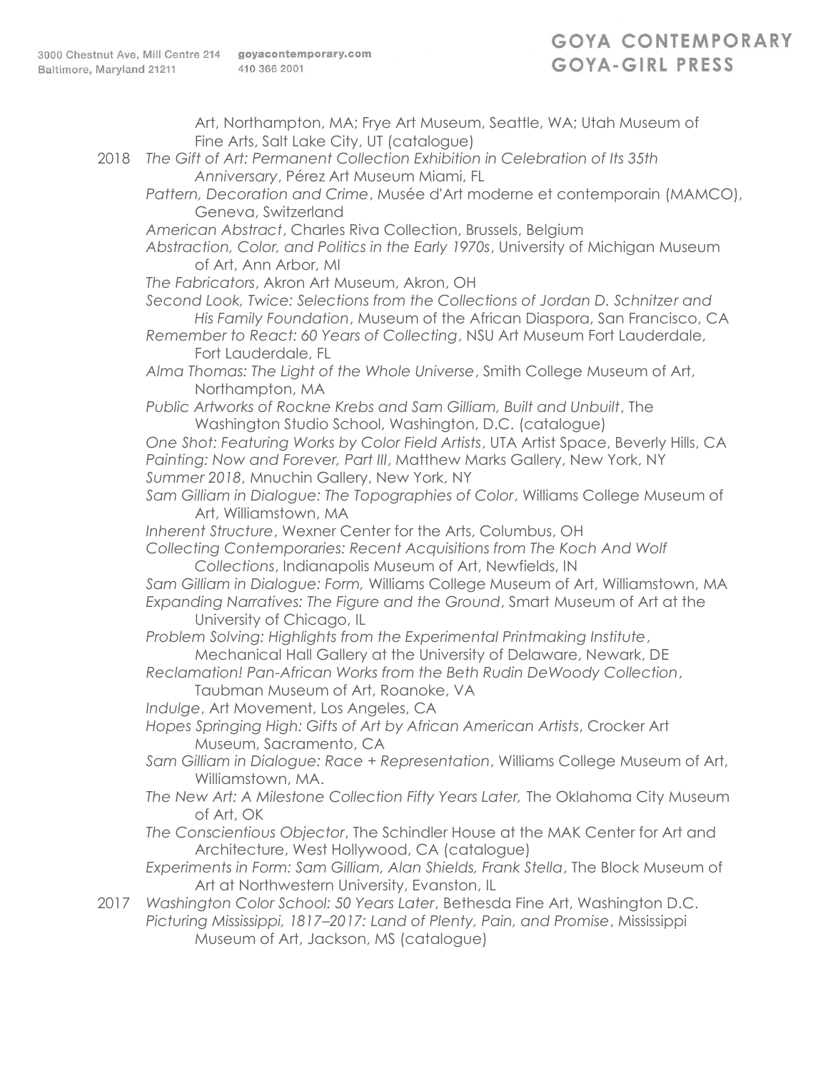Art, Northampton, MA; Frye Art Museum, Seattle, WA; Utah Museum of Fine Arts, Salt Lake City, UT (catalogue)

2018 *The Gift of Art: Permanent Collection Exhibition in Celebration of Its 35th Anniversary*, Pérez Art Museum Miami, FL

*Pattern, Decoration and Crime*, Musée d'Art moderne et contemporain (MAMCO), Geneva, Switzerland

*American Abstract*, Charles Riva Collection, Brussels, Belgium

*Abstraction, Color, and Politics in the Early 1970s*, University of Michigan Museum of Art, Ann Arbor, MI

*The Fabricators*, Akron Art Museum, Akron, OH

*Second Look, Twice: Selections from the Collections of Jordan D. Schnitzer and His Family Foundation*, Museum of the African Diaspora, San Francisco, CA

*Remember to React: 60 Years of Collecting*, NSU Art Museum Fort Lauderdale, Fort Lauderdale, FL

*Alma Thomas: The Light of the Whole Universe*, Smith College Museum of Art, Northampton, MA

*Public Artworks of Rockne Krebs and Sam Gilliam, Built and Unbuilt*, The Washington Studio School, Washington, D.C. (catalogue)

*One Shot: Featuring Works by Color Field Artists*, UTA Artist Space, Beverly Hills, CA

*Painting: Now and Forever, Part III*, Matthew Marks Gallery, New York, NY

*Summer 2018*, Mnuchin Gallery, New York, NY

*Sam Gilliam in Dialogue: The Topographies of Color*, Williams College Museum of Art, Williamstown, MA

*Inherent Structure*, Wexner Center for the Arts, Columbus, OH

*Collecting Contemporaries: Recent Acquisitions from The Koch And Wolf Collections*, Indianapolis Museum of Art, Newfields, IN

*Sam Gilliam in Dialogue: Form,* Williams College Museum of Art, Williamstown, MA

*Expanding Narratives: The Figure and the Ground*, Smart Museum of Art at the University of Chicago, IL

*Problem Solving: Highlights from the Experimental Printmaking Institute*, Mechanical Hall Gallery at the University of Delaware, Newark, DE

*Reclamation! Pan-African Works from the Beth Rudin DeWoody Collection*, Taubman Museum of Art, Roanoke, VA

*Indulge*, Art Movement, Los Angeles, CA

*Hopes Springing High: Gifts of Art by African American Artists*, Crocker Art Museum, Sacramento, CA

*Sam Gilliam in Dialogue: Race + Representation*, Williams College Museum of Art, Williamstown, MA.

*The New Art: A Milestone Collection Fifty Years Later,* The Oklahoma City Museum of Art, OK

*The Conscientious Objector*, The Schindler House at the MAK Center for Art and Architecture, West Hollywood, CA (catalogue)

*Experiments in Form: Sam Gilliam, Alan Shields, Frank Stella*, The Block Museum of Art at Northwestern University, Evanston, IL

2017 *Washington Color School: 50 Years Later*, Bethesda Fine Art, Washington D.C.

*Picturing Mississippi, 1817–2017: Land of Plenty, Pain, and Promise*, Mississippi Museum of Art, Jackson, MS (catalogue)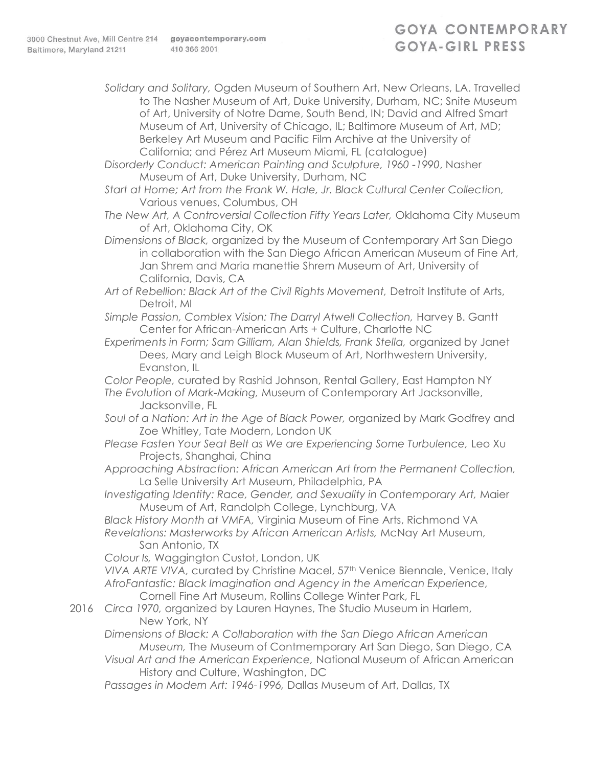*Solidary and Solitary,* Ogden Museum of Southern Art, New Orleans, LA. Travelled to The Nasher Museum of Art, Duke University, Durham, NC; Snite Museum of Art, University of Notre Dame, South Bend, IN; David and Alfred Smart Museum of Art, University of Chicago, IL; Baltimore Museum of Art, MD; Berkeley Art Museum and Pacific Film Archive at the University of California; and Pérez Art Museum Miami, FL (catalogue)

*Disorderly Conduct: American Painting and Sculpture, 1960 -1990*, Nasher Museum of Art, Duke University, Durham, NC

*Start at Home; Art from the Frank W. Hale, Jr. Black Cultural Center Collection,* Various venues, Columbus, OH

*The New Art, A Controversial Collection Fifty Years Later,* Oklahoma City Museum of Art, Oklahoma City, OK

*Dimensions of Black,* organized by the Museum of Contemporary Art San Diego in collaboration with the San Diego African American Museum of Fine Art, Jan Shrem and Maria manettie Shrem Museum of Art, University of California, Davis, CA

*Art of Rebellion: Black Art of the Civil Rights Movement,* Detroit Institute of Arts, Detroit, MI

*Simple Passion, Comblex Vision: The Darryl Atwell Collection,* Harvey B. Gantt Center for African-American Arts + Culture, Charlotte NC

*Experiments in Form; Sam Gilliam, Alan Shields, Frank Stella,* organized by Janet Dees, Mary and Leigh Block Museum of Art, Northwestern University, Evanston, IL

*Color People,* curated by Rashid Johnson, Rental Gallery, East Hampton NY

*The Evolution of Mark-Making,* Museum of Contemporary Art Jacksonville, Jacksonville, FL

*Soul of a Nation: Art in the Age of Black Power,* organized by Mark Godfrey and Zoe Whitley, Tate Modern, London UK

*Please Fasten Your Seat Belt as We are Experiencing Some Turbulence,* Leo Xu Projects, Shanghai, China

*Approaching Abstraction: African American Art from the Permanent Collection,* La Selle University Art Museum, Philadelphia, PA

*Investigating Identity: Race, Gender, and Sexuality in Contemporary Art,* Maier Museum of Art, Randolph College, Lynchburg, VA

*Black History Month at VMFA,* Virginia Museum of Fine Arts, Richmond VA

*Revelations: Masterworks by African American Artists,* McNay Art Museum, San Antonio, TX

*Colour Is,* Waggington Custot, London, UK

*VIVA ARTE VIVA,* curated by Christine Macel, 57th Venice Biennale, Venice, Italy

*AfroFantastic: Black Imagination and Agency in the American Experience,* Cornell Fine Art Museum, Rollins College Winter Park, FL

2016 *Circa 1970,* organized by Lauren Haynes, The Studio Museum in Harlem, New York, NY

*Dimensions of Black: A Collaboration with the San Diego African American Museum,* The Museum of Contmemporary Art San Diego, San Diego, CA

*Visual Art and the American Experience,* National Museum of African American History and Culture, Washington, DC

*Passages in Modern Art: 1946-1996,* Dallas Museum of Art, Dallas, TX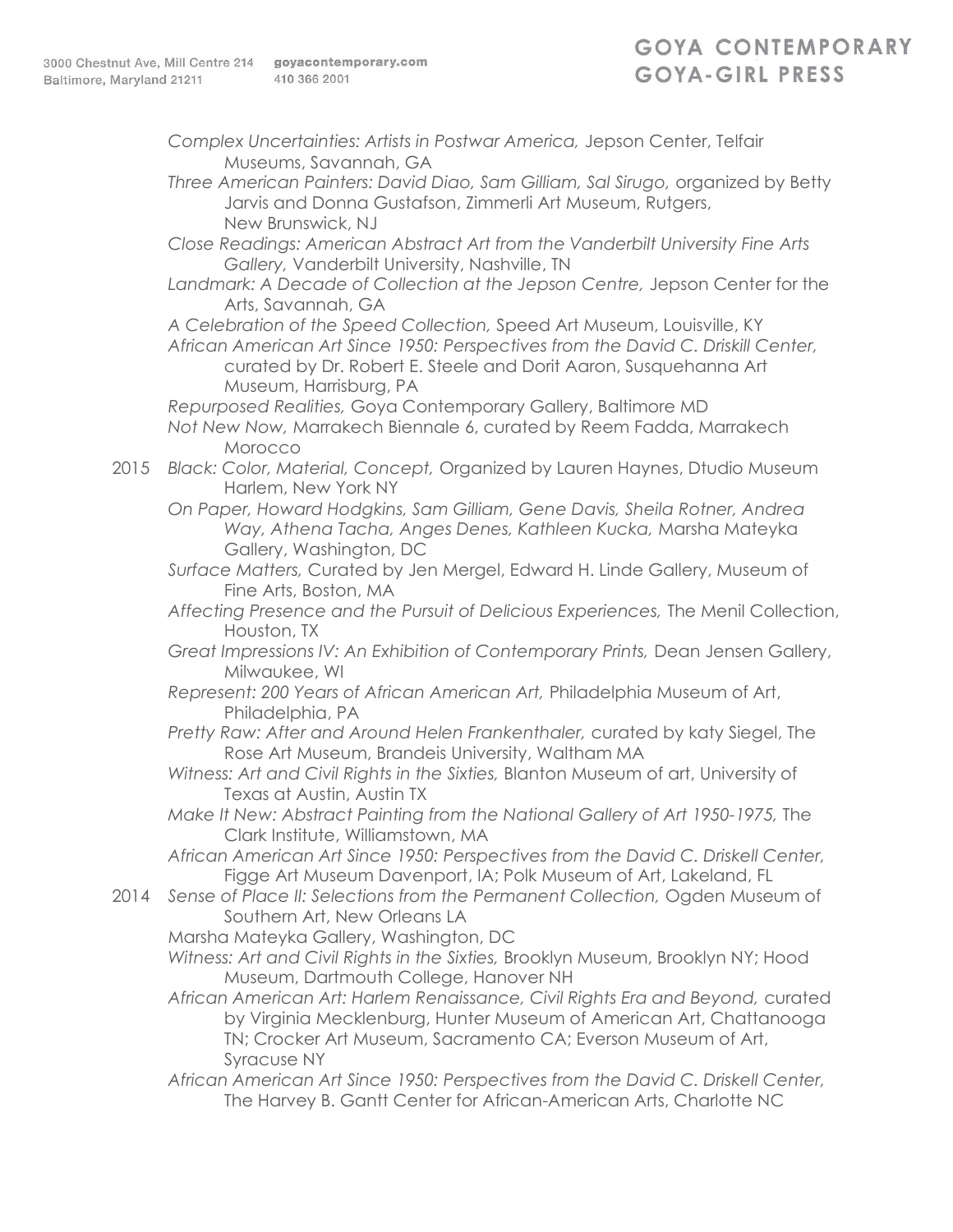*Complex Uncertainties: Artists in Postwar America,* Jepson Center, Telfair Museums, Savannah, GA

*Three American Painters: David Diao, Sam Gilliam, Sal Sirugo,* organized by Betty Jarvis and Donna Gustafson, Zimmerli Art Museum, Rutgers, New Brunswick, NJ

*Close Readings: American Abstract Art from the Vanderbilt University Fine Arts Gallery,* Vanderbilt University, Nashville, TN

*Landmark: A Decade of Collection at the Jepson Centre,* Jepson Center for the Arts, Savannah, GA

*A Celebration of the Speed Collection,* Speed Art Museum, Louisville, KY

*African American Art Since 1950: Perspectives from the David C. Driskill Center,* curated by Dr. Robert E. Steele and Dorit Aaron, Susquehanna Art Museum, Harrisburg, PA

*Repurposed Realities,* Goya Contemporary Gallery, Baltimore MD

*Not New Now*, Marrakech Biennale 6, curated by Reem Fadda, Marrakech Morocco

2015 *Black: Color, Material, Concept,* Organized by Lauren Haynes, Dtudio Museum Harlem, New York NY

*On Paper, Howard Hodgkins, Sam Gilliam, Gene Davis, Sheila Rotner, Andrea Way, Athena Tacha, Anges Denes, Kathleen Kucka,* Marsha Mateyka Gallery, Washington, DC

*Surface Matters,* Curated by Jen Mergel, Edward H. Linde Gallery, Museum of Fine Arts, Boston, MA

*Affecting Presence and the Pursuit of Delicious Experiences,* The Menil Collection, Houston, TX

*Great Impressions IV: An Exhibition of Contemporary Prints,* Dean Jensen Gallery, Milwaukee, WI

*Represent: 200 Years of African American Art,* Philadelphia Museum of Art, Philadelphia, PA

*Pretty Raw: After and Around Helen Frankenthaler,* curated by katy Siegel, The Rose Art Museum, Brandeis University, Waltham MA

*Witness: Art and Civil Rights in the Sixties,* Blanton Museum of art, University of Texas at Austin, Austin TX

*Make It New: Abstract Painting from the National Gallery of Art 1950-1975,* The Clark Institute, Williamstown, MA

*African American Art Since 1950: Perspectives from the David C. Driskell Center,* Figge Art Museum Davenport, IA; Polk Museum of Art, Lakeland, FL

2014 *Sense of Place II: Selections from the Permanent Collection,* Ogden Museum of Southern Art, New Orleans LA

Marsha Mateyka Gallery, Washington, DC

*Witness: Art and Civil Rights in the Sixties,* Brooklyn Museum, Brooklyn NY; Hood Museum, Dartmouth College, Hanover NH

*African American Art: Harlem Renaissance, Civil Rights Era and Beyond,* curated by Virginia Mecklenburg, Hunter Museum of American Art, Chattanooga TN; Crocker Art Museum, Sacramento CA; Everson Museum of Art, Syracuse NY

*African American Art Since 1950: Perspectives from the David C. Driskell Center,* The Harvey B. Gantt Center for African-American Arts, Charlotte NC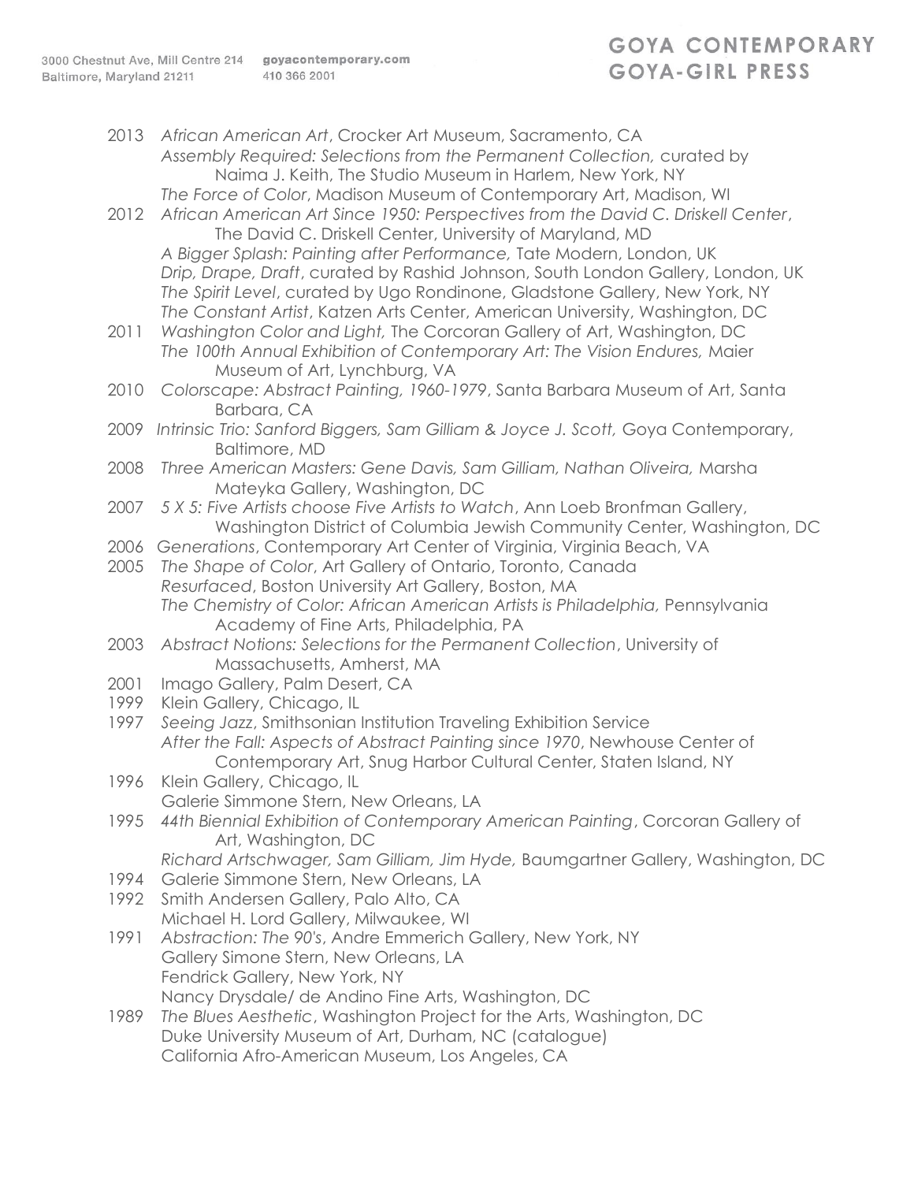2013 *African American Art*, Crocker Art Museum, Sacramento, CA
*Assembly Required: Selections from the Permanent Collection,* curated by Naima J. Keith, The Studio Museum in Harlem, New York, NY
*The Force of Color*, Madison Museum of Contemporary Art, Madison, WI

2012 *African American Art Since 1950: Perspectives from the David C. Driskell Center*, The David C. Driskell Center, University of Maryland, MD
*A Bigger Splash: Painting after Performance,* Tate Modern, London, UK
*Drip, Drape, Draft*, curated by Rashid Johnson, South London Gallery, London, UK
*The Spirit Level*, curated by Ugo Rondinone, Gladstone Gallery, New York, NY
*The Constant Artist*, Katzen Arts Center, American University, Washington, DC

2011 *Washington Color and Light,* The Corcoran Gallery of Art, Washington, DC
*The 100th Annual Exhibition of Contemporary Art: The Vision Endures,* Maier Museum of Art, Lynchburg, VA

2010 *Colorscape: Abstract Painting, 1960-1979*, Santa Barbara Museum of Art, Santa Barbara, CA

2009 *Intrinsic Trio: Sanford Biggers, Sam Gilliam & Joyce J. Scott,* Goya Contemporary, Baltimore, MD

2008 *Three American Masters: Gene Davis, Sam Gilliam, Nathan Oliveira,* Marsha Mateyka Gallery, Washington, DC

2007 *5 X 5: Five Artists choose Five Artists to Watch*, Ann Loeb Bronfman Gallery, Washington District of Columbia Jewish Community Center, Washington, DC

2006 *Generations*, Contemporary Art Center of Virginia, Virginia Beach, VA

2005 *The Shape of Color*, Art Gallery of Ontario, Toronto, Canada
*Resurfaced*, Boston University Art Gallery, Boston, MA
*The Chemistry of Color: African American Artists is Philadelphia,* Pennsylvania Academy of Fine Arts, Philadelphia, PA

2003 *Abstract Notions: Selections for the Permanent Collection*, University of Massachusetts, Amherst, MA

2001 Imago Gallery, Palm Desert, CA

1999 Klein Gallery, Chicago, IL

1997 *Seeing Jazz*, Smithsonian Institution Traveling Exhibition Service
*After the Fall: Aspects of Abstract Painting since 1970*, Newhouse Center of Contemporary Art, Snug Harbor Cultural Center, Staten Island, NY

1996 Klein Gallery, Chicago, IL
Galerie Simmone Stern, New Orleans, LA

1995 *44th Biennial Exhibition of Contemporary American Painting*, Corcoran Gallery of Art, Washington, DC
*Richard Artschwager, Sam Gilliam, Jim Hyde,* Baumgartner Gallery, Washington, DC

1994 Galerie Simmone Stern, New Orleans, LA

1992 Smith Andersen Gallery, Palo Alto, CA
Michael H. Lord Gallery, Milwaukee, WI

1991 *Abstraction: The 90's*, Andre Emmerich Gallery, New York, NY
Gallery Simone Stern, New Orleans, LA
Fendrick Gallery, New York, NY
Nancy Drysdale/ de Andino Fine Arts, Washington, DC

1989 *The Blues Aesthetic*, Washington Project for the Arts, Washington, DC
Duke University Museum of Art, Durham, NC (catalogue)
California Afro-American Museum, Los Angeles, CA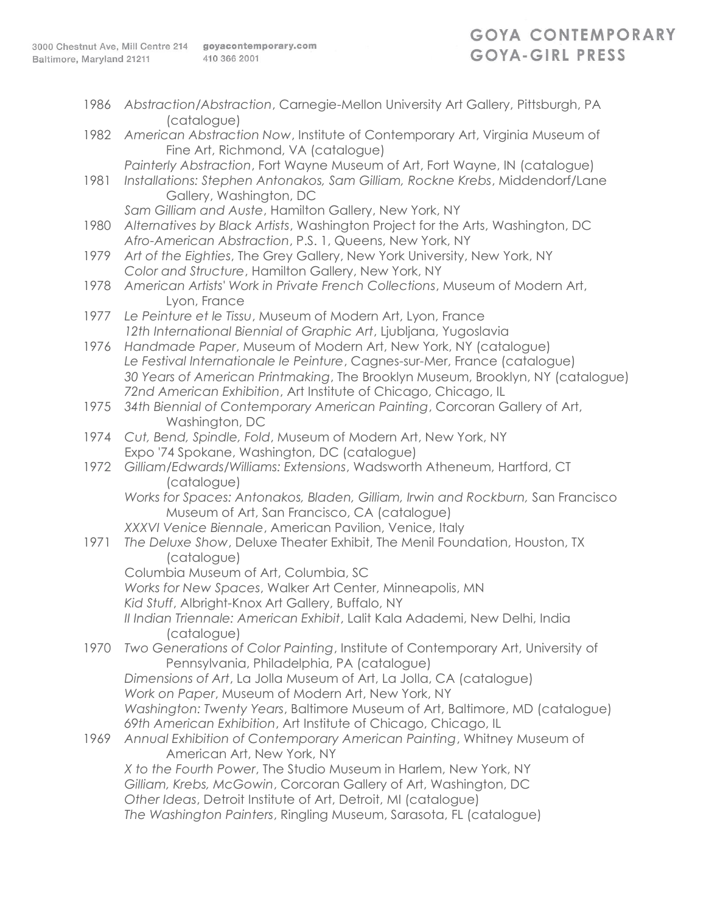1986 *Abstraction/Abstraction*, Carnegie-Mellon University Art Gallery, Pittsburgh, PA (catalogue)

1982 *American Abstraction Now*, Institute of Contemporary Art, Virginia Museum of Fine Art, Richmond, VA (catalogue)
*Painterly Abstraction*, Fort Wayne Museum of Art, Fort Wayne, IN (catalogue)

1981 *Installations: Stephen Antonakos, Sam Gilliam, Rockne Krebs*, Middendorf/Lane Gallery, Washington, DC
*Sam Gilliam and Auste*, Hamilton Gallery, New York, NY

1980 *Alternatives by Black Artists*, Washington Project for the Arts, Washington, DC
*Afro-American Abstraction*, P.S. 1, Queens, New York, NY

1979 *Art of the Eighties*, The Grey Gallery, New York University, New York, NY
*Color and Structure*, Hamilton Gallery, New York, NY

1978 *American Artists' Work in Private French Collections*, Museum of Modern Art, Lyon, France

1977 *Le Peinture et le Tissu*, Museum of Modern Art, Lyon, France
*12th International Biennial of Graphic Art*, Ljubljana, Yugoslavia

1976 *Handmade Paper*, Museum of Modern Art, New York, NY (catalogue)
*Le Festival Internationale le Peinture*, Cagnes-sur-Mer, France (catalogue)
*30 Years of American Printmaking*, The Brooklyn Museum, Brooklyn, NY (catalogue)
*72nd American Exhibition*, Art Institute of Chicago, Chicago, IL

1975 *34th Biennial of Contemporary American Painting*, Corcoran Gallery of Art, Washington, DC

1974 *Cut, Bend, Spindle, Fold*, Museum of Modern Art, New York, NY
Expo '74 Spokane, Washington, DC (catalogue)

1972 *Gilliam/Edwards/Williams: Extensions*, Wadsworth Atheneum, Hartford, CT (catalogue)
*Works for Spaces: Antonakos, Bladen, Gilliam, Irwin and Rockburn,* San Francisco Museum of Art, San Francisco, CA (catalogue)
*XXXVI Venice Biennale*, American Pavilion, Venice, Italy

1971 *The Deluxe Show*, Deluxe Theater Exhibit, The Menil Foundation, Houston, TX (catalogue)
Columbia Museum of Art, Columbia, SC
*Works for New Spaces*, Walker Art Center, Minneapolis, MN
*Kid Stuff*, Albright-Knox Art Gallery, Buffalo, NY
*II Indian Triennale: American Exhibit*, Lalit Kala Adademi, New Delhi, India (catalogue)

1970 *Two Generations of Color Painting*, Institute of Contemporary Art, University of Pennsylvania, Philadelphia, PA (catalogue)
*Dimensions of Art*, La Jolla Museum of Art, La Jolla, CA (catalogue)
*Work on Paper*, Museum of Modern Art, New York, NY
*Washington: Twenty Years*, Baltimore Museum of Art, Baltimore, MD (catalogue)
*69th American Exhibition*, Art Institute of Chicago, Chicago, IL

1969 *Annual Exhibition of Contemporary American Painting*, Whitney Museum of American Art, New York, NY
*X to the Fourth Power*, The Studio Museum in Harlem, New York, NY
*Gilliam, Krebs, McGowin*, Corcoran Gallery of Art, Washington, DC
*Other Ideas*, Detroit Institute of Art, Detroit, MI (catalogue)
*The Washington Painters*, Ringling Museum, Sarasota, FL (catalogue)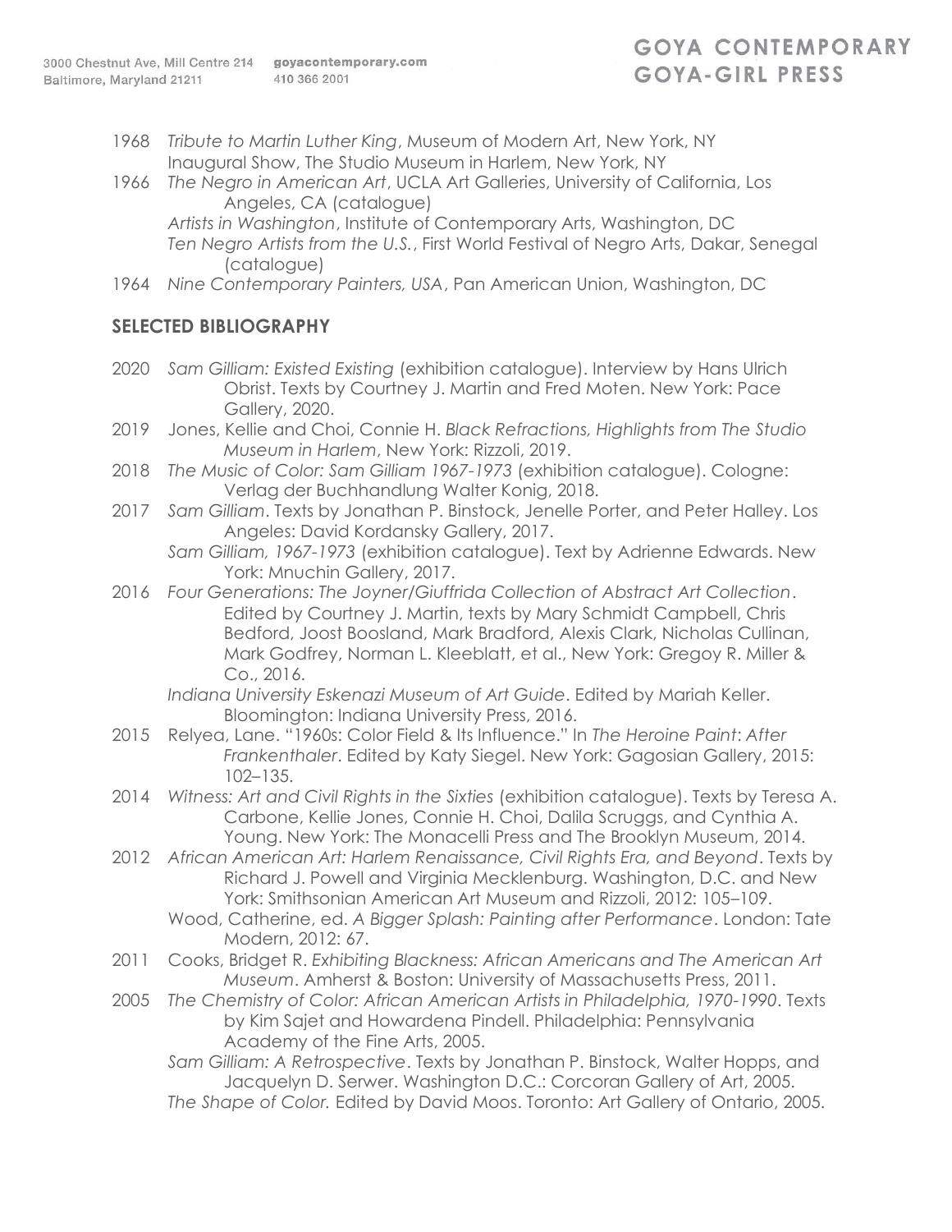1968 *Tribute to Martin Luther King*, Museum of Modern Art, New York, NY
Inaugural Show, The Studio Museum in Harlem, New York, NY

1966 *The Negro in American Art*, UCLA Art Galleries, University of California, Los Angeles, CA (catalogue)
*Artists in Washington*, Institute of Contemporary Arts, Washington, DC
*Ten Negro Artists from the U.S.*, First World Festival of Negro Arts, Dakar, Senegal (catalogue)

1964 *Nine Contemporary Painters, USA*, Pan American Union, Washington, DC

## SELECTED BIBLIOGRAPHY

2020 *Sam Gilliam: Existed Existing* (exhibition catalogue). Interview by Hans Ulrich Obrist. Texts by Courtney J. Martin and Fred Moten. New York: Pace Gallery, 2020.

2019 Jones, Kellie and Choi, Connie H. *Black Refractions, Highlights from The Studio Museum in Harlem*, New York: Rizzoli, 2019.

2018 *The Music of Color: Sam Gilliam 1967-1973* (exhibition catalogue). Cologne: Verlag der Buchhandlung Walter Konig, 2018.

2017 *Sam Gilliam*. Texts by Jonathan P. Binstock, Jenelle Porter, and Peter Halley. Los Angeles: David Kordansky Gallery, 2017.
*Sam Gilliam, 1967-1973* (exhibition catalogue). Text by Adrienne Edwards. New York: Mnuchin Gallery, 2017.

2016 *Four Generations: The Joyner/Giuffrida Collection of Abstract Art Collection*. Edited by Courtney J. Martin, texts by Mary Schmidt Campbell, Chris Bedford, Joost Boosland, Mark Bradford, Alexis Clark, Nicholas Cullinan, Mark Godfrey, Norman L. Kleeblatt, et al., New York: Gregoy R. Miller & Co., 2016.
*Indiana University Eskenazi Museum of Art Guide*. Edited by Mariah Keller. Bloomington: Indiana University Press, 2016.

2015 Relyea, Lane. "1960s: Color Field & Its Influence." In *The Heroine Paint*: *After Frankenthaler*. Edited by Katy Siegel. New York: Gagosian Gallery, 2015: 102–135.

2014 *Witness: Art and Civil Rights in the Sixties* (exhibition catalogue). Texts by Teresa A. Carbone, Kellie Jones, Connie H. Choi, Dalila Scruggs, and Cynthia A. Young. New York: The Monacelli Press and The Brooklyn Museum, 2014.

2012 *African American Art: Harlem Renaissance, Civil Rights Era, and Beyond*. Texts by Richard J. Powell and Virginia Mecklenburg. Washington, D.C. and New York: Smithsonian American Art Museum and Rizzoli, 2012: 105–109.
Wood, Catherine, ed. *A Bigger Splash: Painting after Performance*. London: Tate Modern, 2012: 67.

2011 Cooks, Bridget R. *Exhibiting Blackness: African Americans and The American Art Museum*. Amherst & Boston: University of Massachusetts Press, 2011.

2005 *The Chemistry of Color: African American Artists in Philadelphia, 1970-1990*. Texts by Kim Sajet and Howardena Pindell. Philadelphia: Pennsylvania Academy of the Fine Arts, 2005.
*Sam Gilliam: A Retrospective*. Texts by Jonathan P. Binstock, Walter Hopps, and Jacquelyn D. Serwer. Washington D.C.: Corcoran Gallery of Art, 2005.
*The Shape of Color.* Edited by David Moos. Toronto: Art Gallery of Ontario, 2005.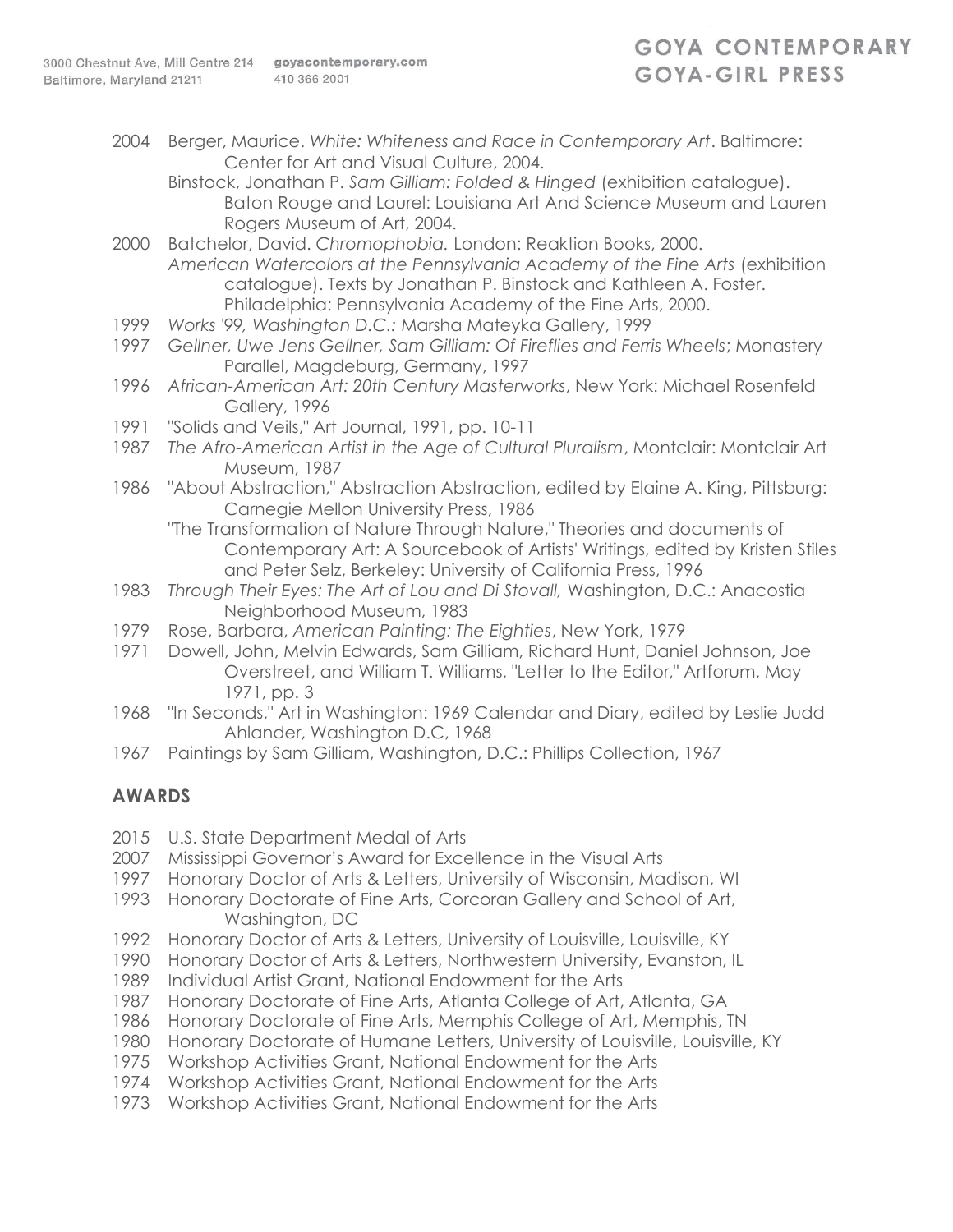- 2004 Berger, Maurice. *White: Whiteness and Race in Contemporary Art*. Baltimore: Center for Art and Visual Culture, 2004.
  Binstock, Jonathan P. *Sam Gilliam: Folded & Hinged* (exhibition catalogue). Baton Rouge and Laurel: Louisiana Art And Science Museum and Lauren Rogers Museum of Art, 2004.
- 2000 Batchelor, David. *Chromophobia.* London: Reaktion Books, 2000.
  *American Watercolors at the Pennsylvania Academy of the Fine Arts* (exhibition catalogue). Texts by Jonathan P. Binstock and Kathleen A. Foster. Philadelphia: Pennsylvania Academy of the Fine Arts, 2000.
- 1999 *Works '99, Washington D.C.:* Marsha Mateyka Gallery, 1999
- 1997 *Gellner, Uwe Jens Gellner, Sam Gilliam: Of Fireflies and Ferris Wheels*; Monastery Parallel, Magdeburg, Germany, 1997
- 1996 *African-American Art: 20th Century Masterworks*, New York: Michael Rosenfeld Gallery, 1996
- 1991 "Solids and Veils," Art Journal, 1991, pp. 10-11
- 1987 *The Afro-American Artist in the Age of Cultural Pluralism*, Montclair: Montclair Art Museum, 1987
- 1986 "About Abstraction," Abstraction Abstraction, edited by Elaine A. King, Pittsburg: Carnegie Mellon University Press, 1986
  "The Transformation of Nature Through Nature," Theories and documents of Contemporary Art: A Sourcebook of Artists' Writings, edited by Kristen Stiles and Peter Selz, Berkeley: University of California Press, 1996
- 1983 *Through Their Eyes: The Art of Lou and Di Stovall,* Washington, D.C.: Anacostia Neighborhood Museum, 1983
- 1979 Rose, Barbara, *American Painting: The Eighties*, New York, 1979
- 1971 Dowell, John, Melvin Edwards, Sam Gilliam, Richard Hunt, Daniel Johnson, Joe Overstreet, and William T. Williams, "Letter to the Editor," Artforum, May 1971, pp. 3
- 1968 "In Seconds," Art in Washington: 1969 Calendar and Diary, edited by Leslie Judd Ahlander, Washington D.C, 1968
- 1967 Paintings by Sam Gilliam, Washington, D.C.: Phillips Collection, 1967

## AWARDS

- 2015 U.S. State Department Medal of Arts
- 2007 Mississippi Governor's Award for Excellence in the Visual Arts
- 1997 Honorary Doctor of Arts & Letters, University of Wisconsin, Madison, WI
- 1993 Honorary Doctorate of Fine Arts, Corcoran Gallery and School of Art, Washington, DC
- 1992 Honorary Doctor of Arts & Letters, University of Louisville, Louisville, KY
- 1990 Honorary Doctor of Arts & Letters, Northwestern University, Evanston, IL
- 1989 Individual Artist Grant, National Endowment for the Arts
- 1987 Honorary Doctorate of Fine Arts, Atlanta College of Art, Atlanta, GA
- 1986 Honorary Doctorate of Fine Arts, Memphis College of Art, Memphis, TN
- 1980 Honorary Doctorate of Humane Letters, University of Louisville, Louisville, KY
- 1975 Workshop Activities Grant, National Endowment for the Arts
- 1974 Workshop Activities Grant, National Endowment for the Arts
- 1973 Workshop Activities Grant, National Endowment for the Arts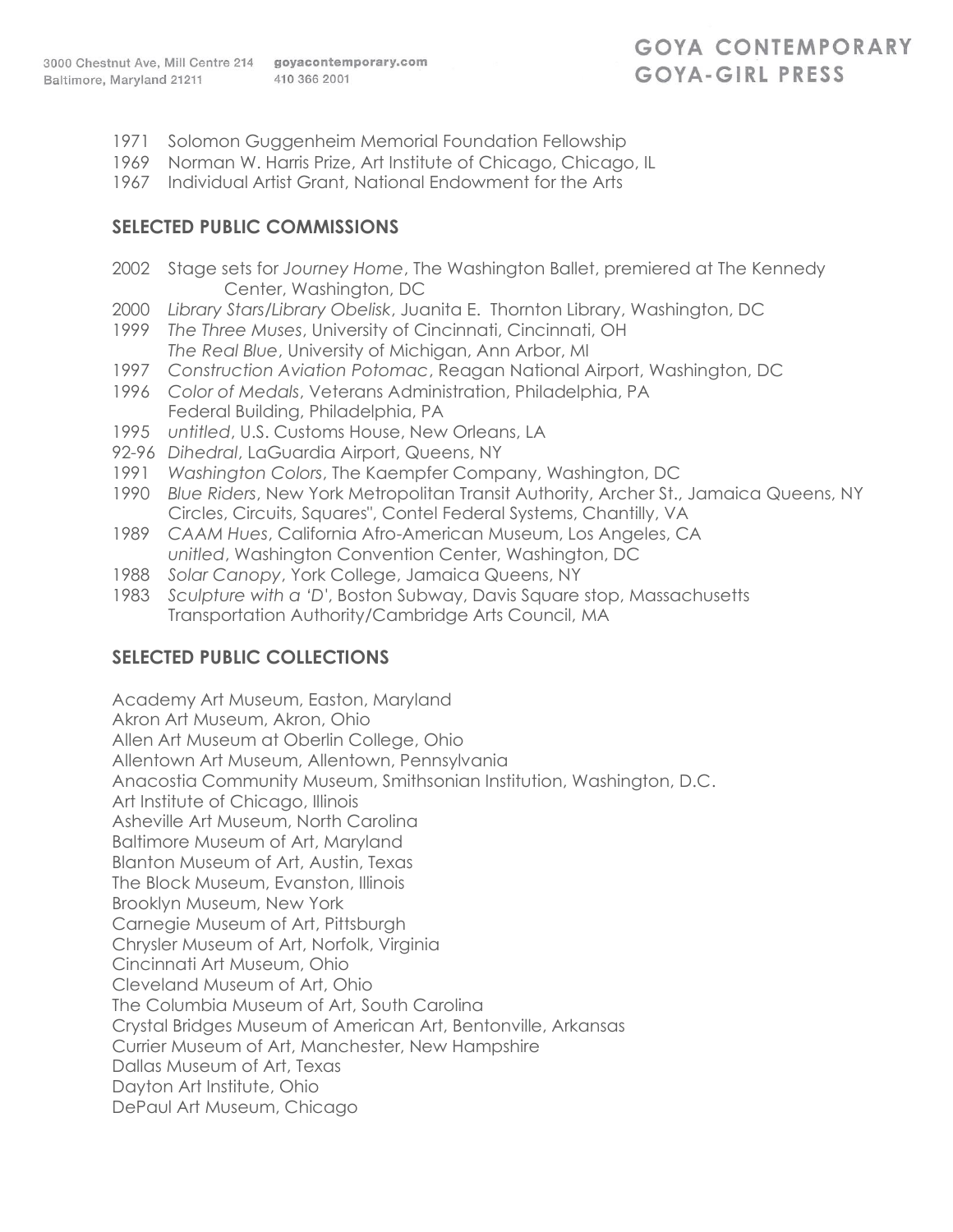1971 Solomon Guggenheim Memorial Foundation Fellowship
1969 Norman W. Harris Prize, Art Institute of Chicago, Chicago, IL
1967 Individual Artist Grant, National Endowment for the Arts

## SELECTED PUBLIC COMMISSIONS

2002 Stage sets for *Journey Home*, The Washington Ballet, premiered at The Kennedy Center, Washington, DC
2000 *Library Stars/Library Obelisk*, Juanita E. Thornton Library, Washington, DC
1999 *The Three Muses*, University of Cincinnati, Cincinnati, OH
*The Real Blue*, University of Michigan, Ann Arbor, MI
1997 *Construction Aviation Potomac*, Reagan National Airport, Washington, DC
1996 *Color of Medals*, Veterans Administration, Philadelphia, PA
Federal Building, Philadelphia, PA
1995 *untitled*, U.S. Customs House, New Orleans, LA
92-96 *Dihedral*, LaGuardia Airport, Queens, NY
1991 *Washington Colors*, The Kaempfer Company, Washington, DC
1990 *Blue Riders*, New York Metropolitan Transit Authority, Archer St., Jamaica Queens, NY
Circles, Circuits, Squares", Contel Federal Systems, Chantilly, VA
1989 *CAAM Hues*, California Afro-American Museum, Los Angeles, CA
*unitled*, Washington Convention Center, Washington, DC
1988 *Solar Canopy*, York College, Jamaica Queens, NY
1983 *Sculpture with a 'D'*, Boston Subway, Davis Square stop, Massachusetts Transportation Authority/Cambridge Arts Council, MA

## SELECTED PUBLIC COLLECTIONS

Academy Art Museum, Easton, Maryland
Akron Art Museum, Akron, Ohio
Allen Art Museum at Oberlin College, Ohio
Allentown Art Museum, Allentown, Pennsylvania
Anacostia Community Museum, Smithsonian Institution, Washington, D.C.
Art Institute of Chicago, Illinois
Asheville Art Museum, North Carolina
Baltimore Museum of Art, Maryland
Blanton Museum of Art, Austin, Texas
The Block Museum, Evanston, Illinois
Brooklyn Museum, New York
Carnegie Museum of Art, Pittsburgh
Chrysler Museum of Art, Norfolk, Virginia
Cincinnati Art Museum, Ohio
Cleveland Museum of Art, Ohio
The Columbia Museum of Art, South Carolina
Crystal Bridges Museum of American Art, Bentonville, Arkansas
Currier Museum of Art, Manchester, New Hampshire
Dallas Museum of Art, Texas
Dayton Art Institute, Ohio
DePaul Art Museum, Chicago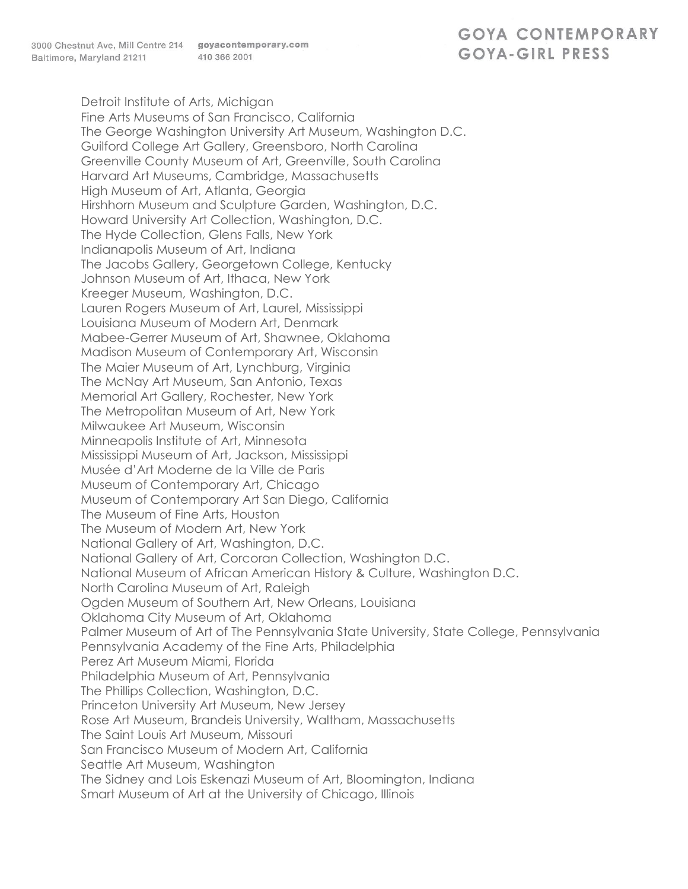Detroit Institute of Arts, Michigan
Fine Arts Museums of San Francisco, California
The George Washington University Art Museum, Washington D.C.
Guilford College Art Gallery, Greensboro, North Carolina
Greenville County Museum of Art, Greenville, South Carolina
Harvard Art Museums, Cambridge, Massachusetts
High Museum of Art, Atlanta, Georgia
Hirshhorn Museum and Sculpture Garden, Washington, D.C.
Howard University Art Collection, Washington, D.C.
The Hyde Collection, Glens Falls, New York
Indianapolis Museum of Art, Indiana
The Jacobs Gallery, Georgetown College, Kentucky
Johnson Museum of Art, Ithaca, New York
Kreeger Museum, Washington, D.C.
Lauren Rogers Museum of Art, Laurel, Mississippi
Louisiana Museum of Modern Art, Denmark
Mabee-Gerrer Museum of Art, Shawnee, Oklahoma
Madison Museum of Contemporary Art, Wisconsin
The Maier Museum of Art, Lynchburg, Virginia
The McNay Art Museum, San Antonio, Texas
Memorial Art Gallery, Rochester, New York
The Metropolitan Museum of Art, New York
Milwaukee Art Museum, Wisconsin
Minneapolis Institute of Art, Minnesota
Mississippi Museum of Art, Jackson, Mississippi
Musée d'Art Moderne de la Ville de Paris
Museum of Contemporary Art, Chicago
Museum of Contemporary Art San Diego, California
The Museum of Fine Arts, Houston
The Museum of Modern Art, New York
National Gallery of Art, Washington, D.C.
National Gallery of Art, Corcoran Collection, Washington D.C.
National Museum of African American History & Culture, Washington D.C.
North Carolina Museum of Art, Raleigh
Ogden Museum of Southern Art, New Orleans, Louisiana
Oklahoma City Museum of Art, Oklahoma
Palmer Museum of Art of The Pennsylvania State University, State College, Pennsylvania
Pennsylvania Academy of the Fine Arts, Philadelphia
Perez Art Museum Miami, Florida
Philadelphia Museum of Art, Pennsylvania
The Phillips Collection, Washington, D.C.
Princeton University Art Museum, New Jersey
Rose Art Museum, Brandeis University, Waltham, Massachusetts
The Saint Louis Art Museum, Missouri
San Francisco Museum of Modern Art, California
Seattle Art Museum, Washington
The Sidney and Lois Eskenazi Museum of Art, Bloomington, Indiana
Smart Museum of Art at the University of Chicago, Illinois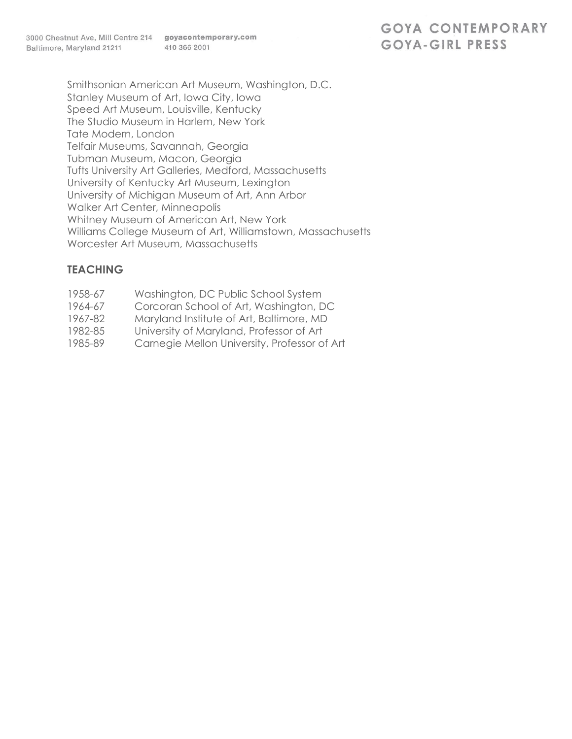Smithsonian American Art Museum, Washington, D.C.
Stanley Museum of Art, Iowa City, Iowa
Speed Art Museum, Louisville, Kentucky
The Studio Museum in Harlem, New York
Tate Modern, London
Telfair Museums, Savannah, Georgia
Tubman Museum, Macon, Georgia
Tufts University Art Galleries, Medford, Massachusetts
University of Kentucky Art Museum, Lexington
University of Michigan Museum of Art, Ann Arbor
Walker Art Center, Minneapolis
Whitney Museum of American Art, New York
Williams College Museum of Art, Williamstown, Massachusetts
Worcester Art Museum, Massachusetts

## TEACHING

| | |
|---|---|
| 1958-67 | Washington, DC Public School System |
| 1964-67 | Corcoran School of Art, Washington, DC |
| 1967-82 | Maryland Institute of Art, Baltimore, MD |
| 1982-85 | University of Maryland, Professor of Art |
| 1985-89 | Carnegie Mellon University, Professor of Art |